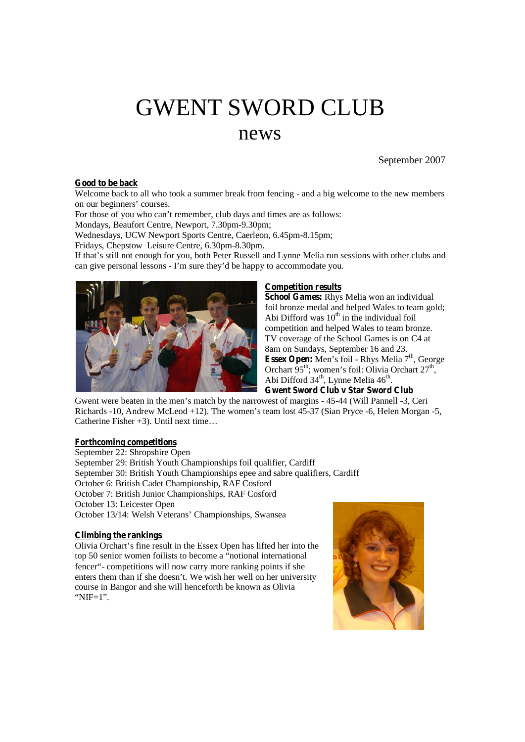# GWENT SWORD CLUB

## news

September 2007

**Good to be back**

Welcome back to all who took a summer break from fencing - and a big welcome to the new members on our beginners' courses.

For those of you who can't remember, club days and times are as follows:

Mondays, Beaufort Centre, Newport, 7.30pm-9.30pm;

Wednesdays, UCW Newport Sports Centre, Caerleon, 6.45pm-8.15pm;

Fridays, Chepstow Leisure Centre, 6.30pm-8.30pm.

If that's still not enough for you, both Peter Russell and Lynne Melia run sessions with other clubs and can give personal lessons - I'm sure they'd be happy to accommodate you.

**Competition results**

**School Games:** Rhys Melia won an individual foil bronze medal and helped Wales to team gold; Abi Difford was 10th in the individual foil competition and helped Wales to team bronze. TV coverage of the School Games is on C4 at 8am on Sundays, September 16 and 23.

**Essex Open:** Men's foil - Rhys Melia 7th, George Orchart 95th; women's foil: Olivia Orchart 27th, Abi Difford 34th, Lynne Melia 46th.

**Gwent Sword Club v Star Sword Club**

Gwent were beaten in the men's match by the narrowest of margins - 45-44 (Will Pannell -3, Ceri Richards -10, Andrew McLeod +12). The women's team lost 45-37 (Sian Pryce -6, Helen Morgan -5, Catherine Fisher +3). Until next time…

**Forthcoming competitions**

September 22: Shropshire Open

September 29: British Youth Championships foil qualifier, Cardiff

September 30: British Youth Championships epee and sabre qualifiers, Cardiff

October 6: British Cadet Championship, RAF Cosford

October 7: British Junior Championships, RAF Cosford

October 13: Leicester Open

October 13/14: Welsh Veterans' Championships, Swansea

**Climbing the rankings**

Olivia Orchart's fine result in the Essex Open has lifted her into the top 50 senior women foilists to become a "notional international fencer"- competitions will now carry more ranking points if she enters them than if she doesn't. We wish her well on her university course in Bangor and she will henceforth be known as Olivia "NIF=1".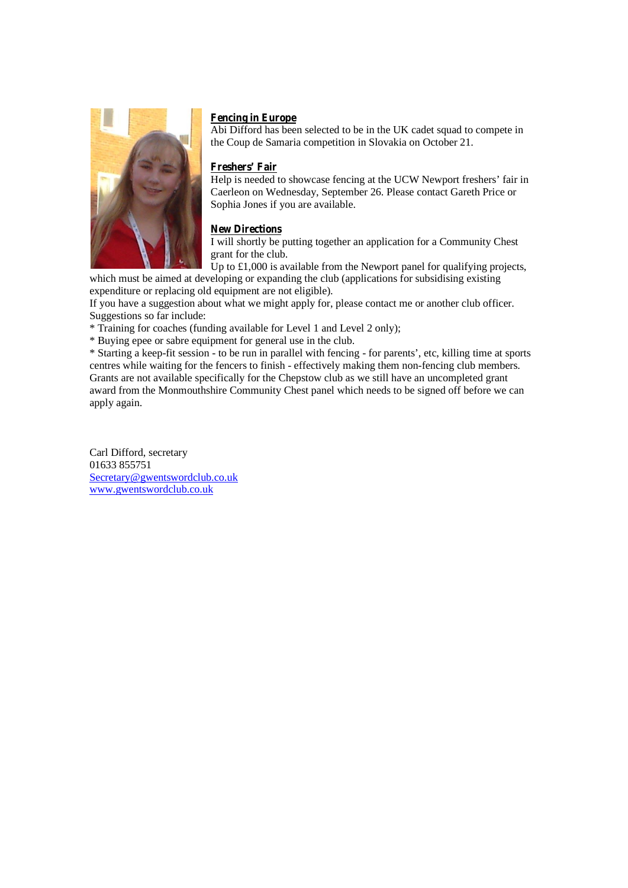**Fencing in Europe**
Abi Difford has been selected to be in the UK cadet squad to compete in the Coup de Samaria competition in Slovakia on October 21.

**Freshers' Fair**
Help is needed to showcase fencing at the UCW Newport freshers' fair in Caerleon on Wednesday, September 26. Please contact Gareth Price or Sophia Jones if you are available.

**New Directions**
I will shortly be putting together an application for a Community Chest grant for the club.
Up to £1,000 is available from the Newport panel for qualifying projects, which must be aimed at developing or expanding the club (applications for subsidising existing expenditure or replacing old equipment are not eligible).
If you have a suggestion about what we might apply for, please contact me or another club officer. Suggestions so far include:
* Training for coaches (funding available for Level 1 and Level 2 only);
* Buying epee or sabre equipment for general use in the club.
* Starting a keep-fit session - to be run in parallel with fencing - for parents', etc, killing time at sports centres while waiting for the fencers to finish - effectively making them non-fencing club members.
Grants are not available specifically for the Chepstow club as we still have an uncompleted grant award from the Monmouthshire Community Chest panel which needs to be signed off before we can apply again.

Carl Difford, secretary
01633 855751
Secretary@gwentswordclub.co.uk
www.gwentswordclub.co.uk